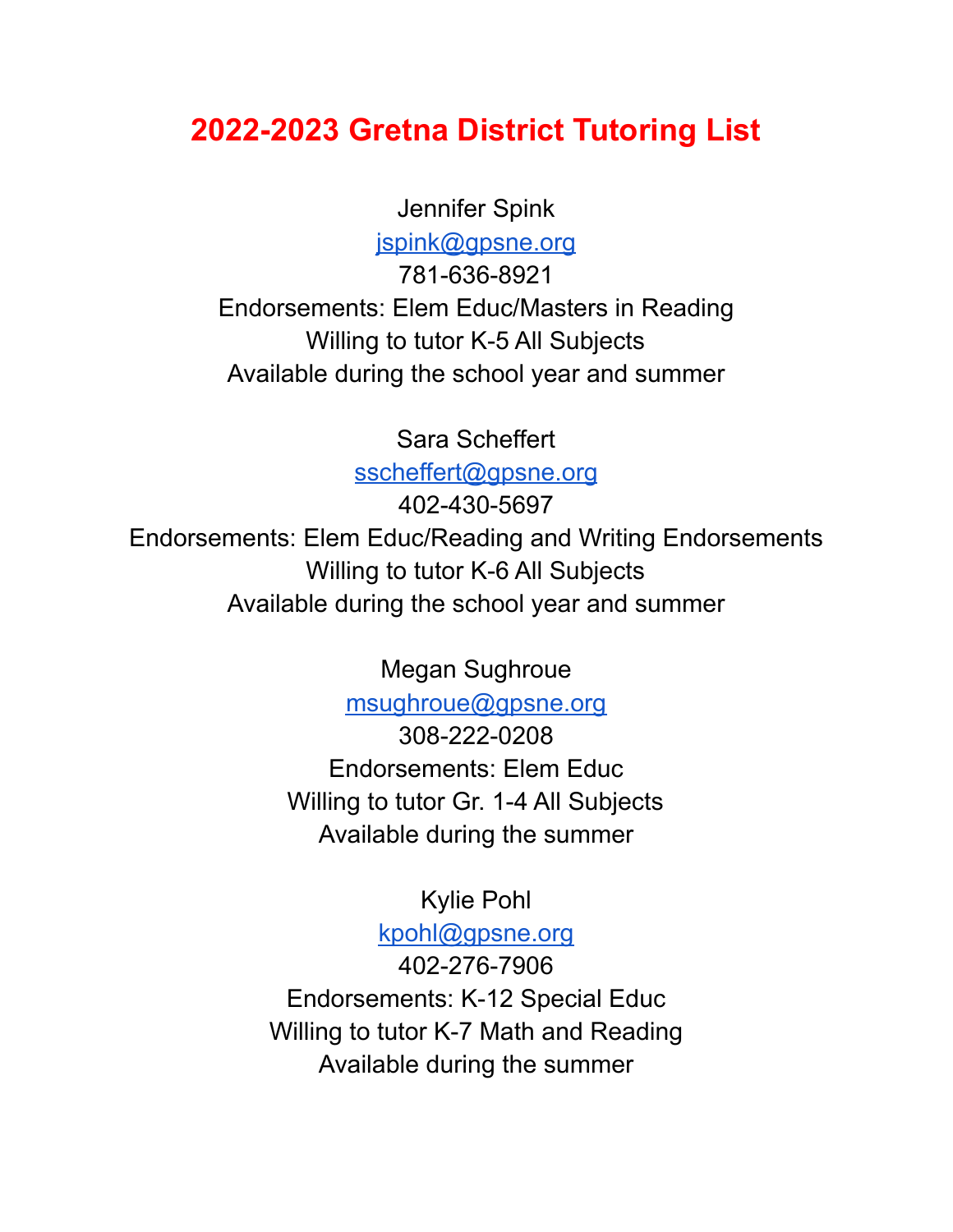# 2022-2023 Gretna District Tutoring List

Jennifer Spink
jspink@gpsne.org
781-636-8921
Endorsements: Elem Educ/Masters in Reading
Willing to tutor K-5 All Subjects
Available during the school year and summer

Sara Scheffert
sscheffert@gpsne.org
402-430-5697
Endorsements: Elem Educ/Reading and Writing Endorsements
Willing to tutor K-6 All Subjects
Available during the school year and summer

Megan Sughroue
msughroue@gpsne.org
308-222-0208
Endorsements: Elem Educ
Willing to tutor Gr. 1-4 All Subjects
Available during the summer

Kylie Pohl
kpohl@gpsne.org
402-276-7906
Endorsements: K-12 Special Educ
Willing to tutor K-7 Math and Reading
Available during the summer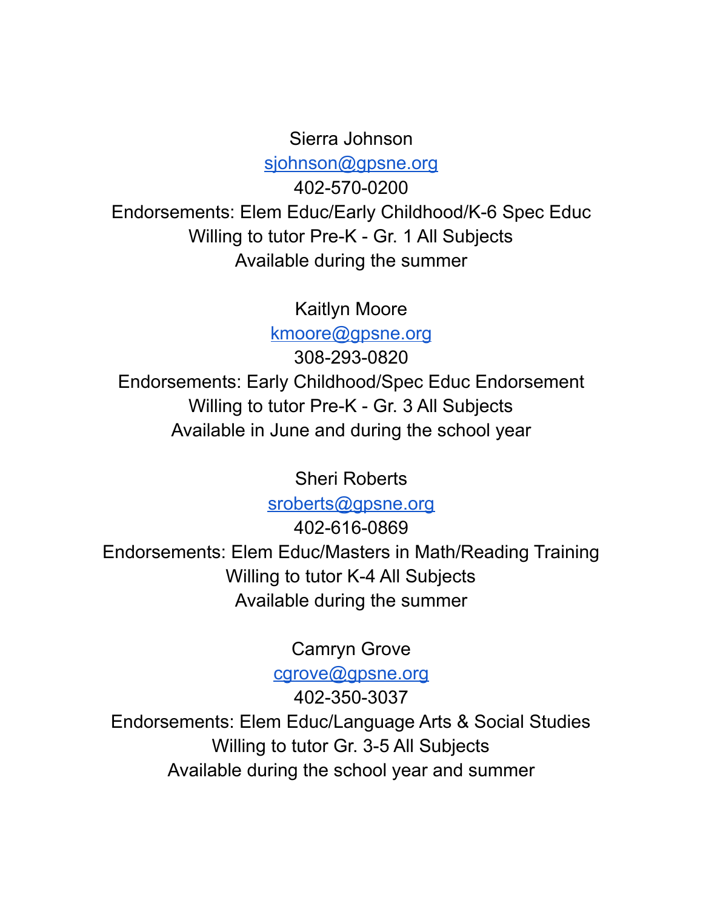Sierra Johnson
sjohnson@gpsne.org
402-570-0200
Endorsements: Elem Educ/Early Childhood/K-6 Spec Educ
Willing to tutor Pre-K - Gr. 1 All Subjects
Available during the summer

Kaitlyn Moore
kmoore@gpsne.org
308-293-0820
Endorsements: Early Childhood/Spec Educ Endorsement
Willing to tutor Pre-K - Gr. 3 All Subjects
Available in June and during the school year

Sheri Roberts
sroberts@gpsne.org
402-616-0869
Endorsements: Elem Educ/Masters in Math/Reading Training
Willing to tutor K-4 All Subjects
Available during the summer

Camryn Grove
cgrove@gpsne.org
402-350-3037
Endorsements: Elem Educ/Language Arts & Social Studies
Willing to tutor Gr. 3-5 All Subjects
Available during the school year and summer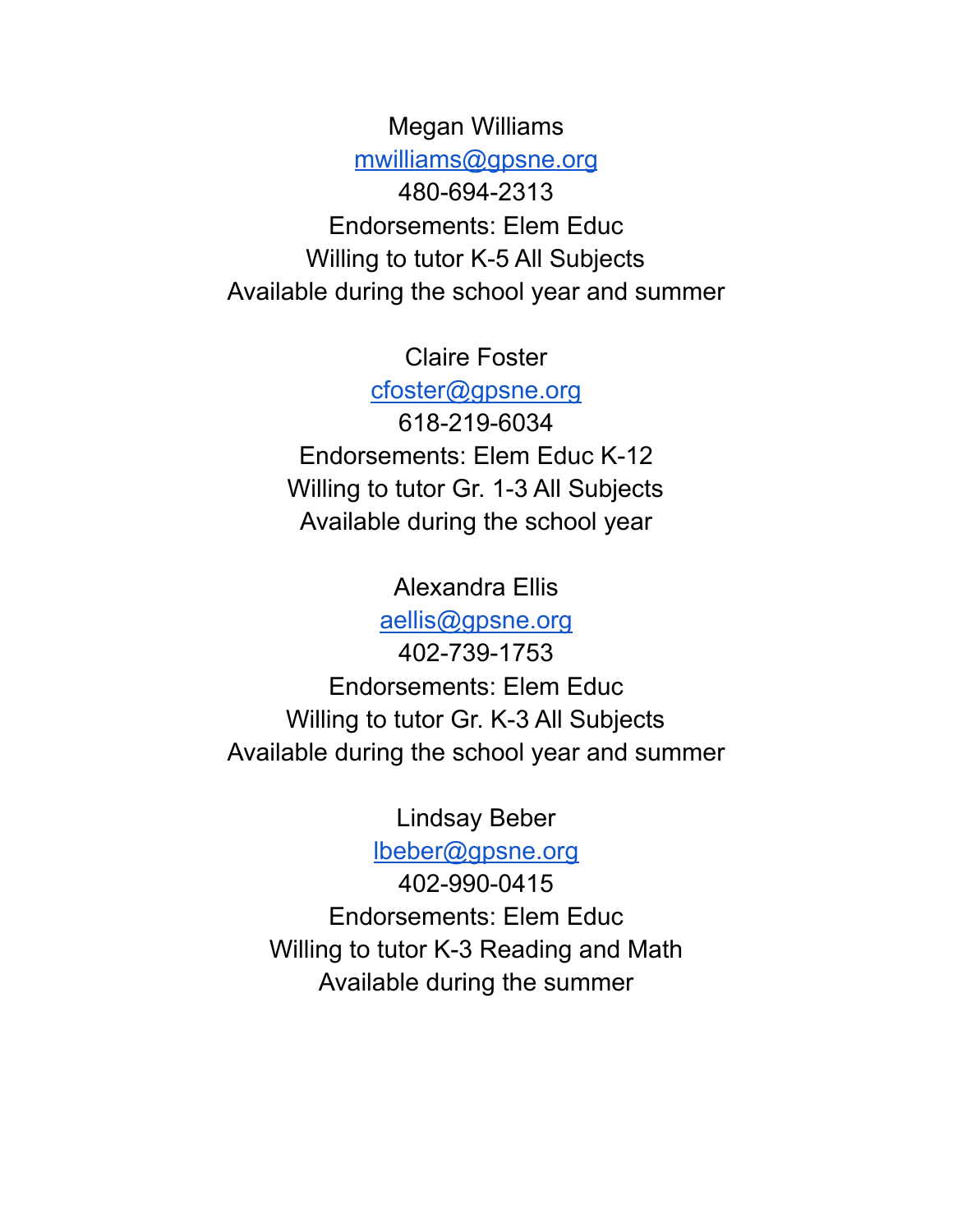Megan Williams
mwilliams@gpsne.org
480-694-2313
Endorsements: Elem Educ
Willing to tutor K-5 All Subjects
Available during the school year and summer

Claire Foster
cfoster@gpsne.org
618-219-6034
Endorsements: Elem Educ K-12
Willing to tutor Gr. 1-3 All Subjects
Available during the school year

Alexandra Ellis
aellis@gpsne.org
402-739-1753
Endorsements: Elem Educ
Willing to tutor Gr. K-3 All Subjects
Available during the school year and summer

Lindsay Beber
lbeber@gpsne.org
402-990-0415
Endorsements: Elem Educ
Willing to tutor K-3 Reading and Math
Available during the summer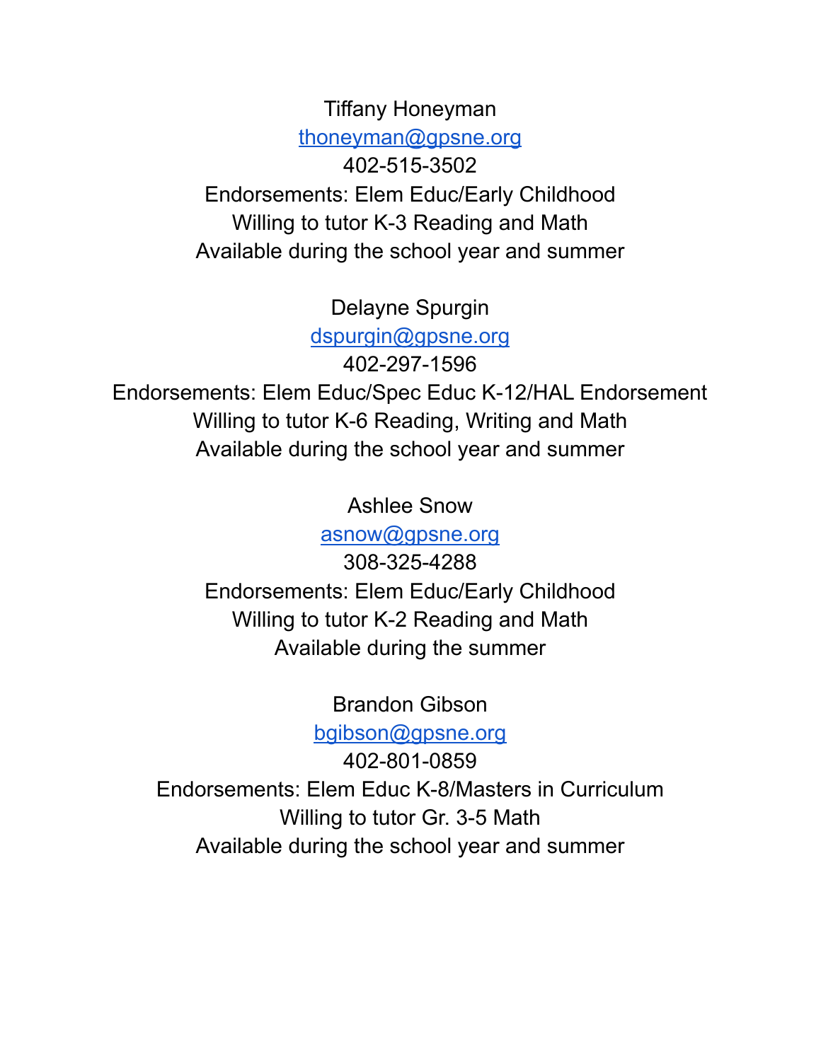Tiffany Honeyman
thoneyman@gpsne.org
402-515-3502
Endorsements: Elem Educ/Early Childhood
Willing to tutor K-3 Reading and Math
Available during the school year and summer

Delayne Spurgin
dspurgin@gpsne.org
402-297-1596
Endorsements: Elem Educ/Spec Educ K-12/HAL Endorsement
Willing to tutor K-6 Reading, Writing and Math
Available during the school year and summer

Ashlee Snow
asnow@gpsne.org
308-325-4288
Endorsements: Elem Educ/Early Childhood
Willing to tutor K-2 Reading and Math
Available during the summer

Brandon Gibson
bgibson@gpsne.org
402-801-0859
Endorsements: Elem Educ K-8/Masters in Curriculum
Willing to tutor Gr. 3-5 Math
Available during the school year and summer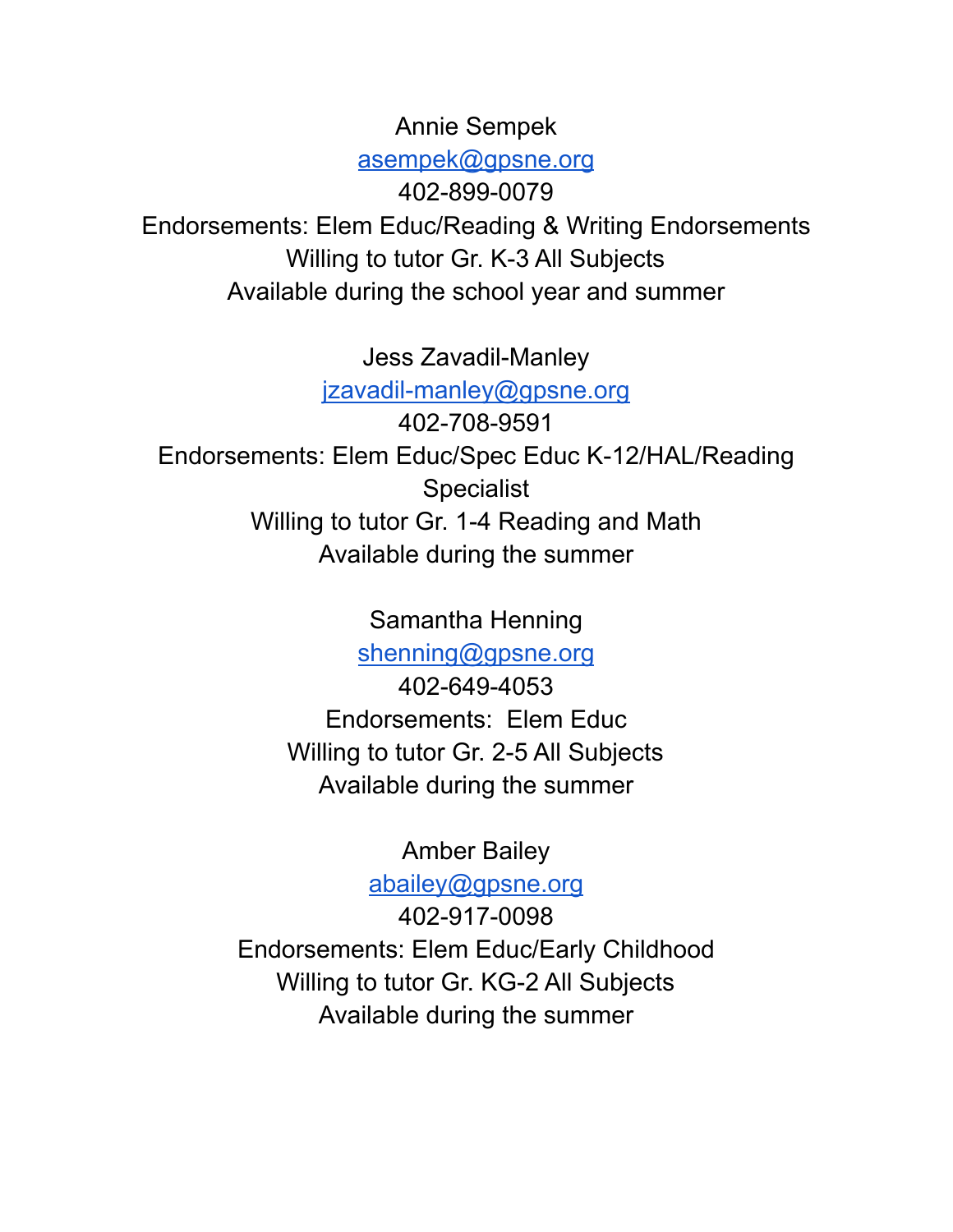Annie Sempek

asempek@gpsne.org

402-899-0079

Endorsements: Elem Educ/Reading & Writing Endorsements

Willing to tutor Gr. K-3 All Subjects

Available during the school year and summer

Jess Zavadil-Manley

jzavadil-manley@gpsne.org

402-708-9591

Endorsements: Elem Educ/Spec Educ K-12/HAL/Reading Specialist

Willing to tutor Gr. 1-4 Reading and Math

Available during the summer

Samantha Henning

shenning@gpsne.org

402-649-4053

Endorsements: Elem Educ

Willing to tutor Gr. 2-5 All Subjects

Available during the summer

Amber Bailey

abailey@gpsne.org

402-917-0098

Endorsements: Elem Educ/Early Childhood

Willing to tutor Gr. KG-2 All Subjects

Available during the summer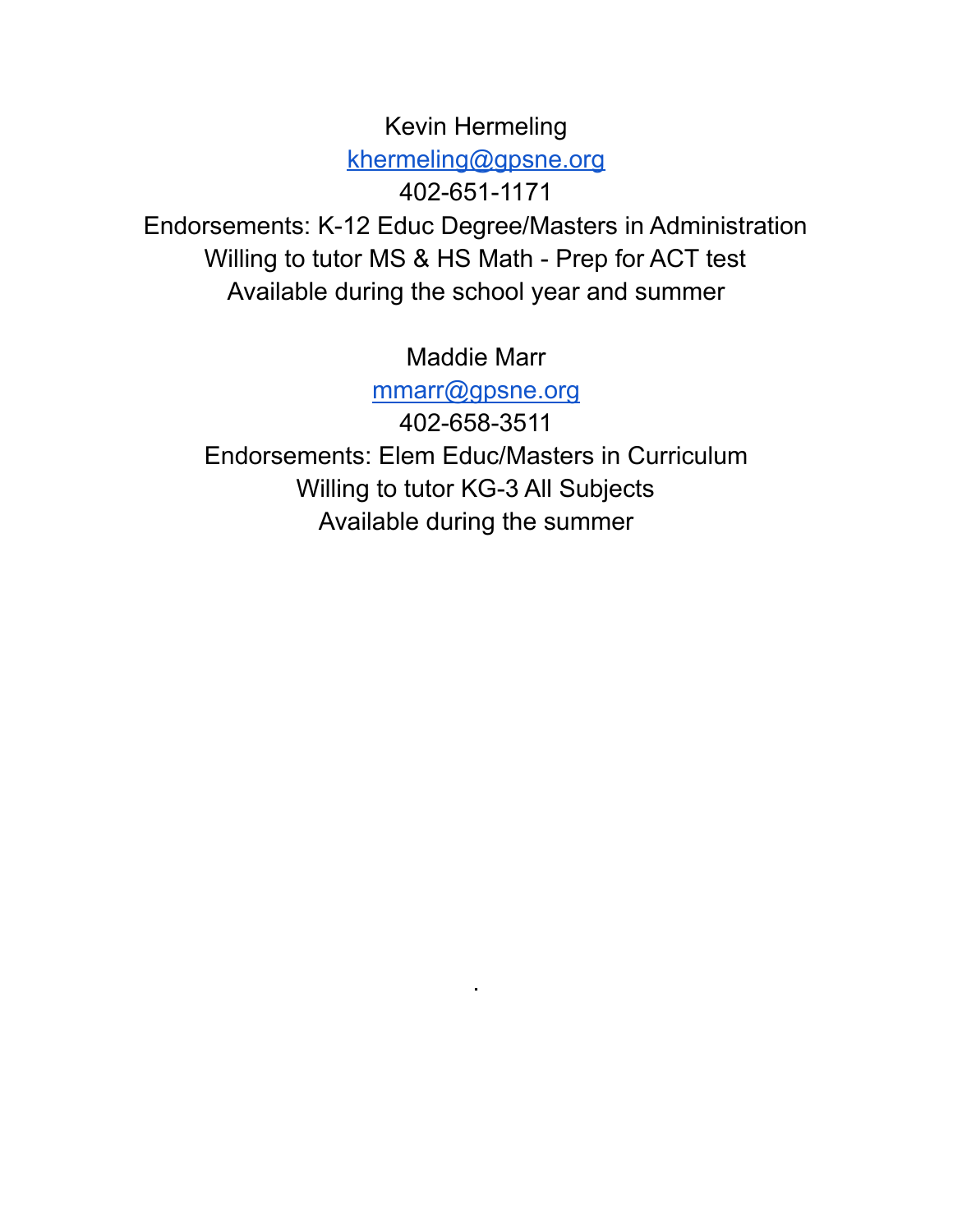Kevin Hermeling
khermeling@gpsne.org
402-651-1171
Endorsements: K-12 Educ Degree/Masters in Administration
Willing to tutor MS & HS Math - Prep for ACT test
Available during the school year and summer

Maddie Marr
mmarr@gpsne.org
402-658-3511
Endorsements: Elem Educ/Masters in Curriculum
Willing to tutor KG-3 All Subjects
Available during the summer